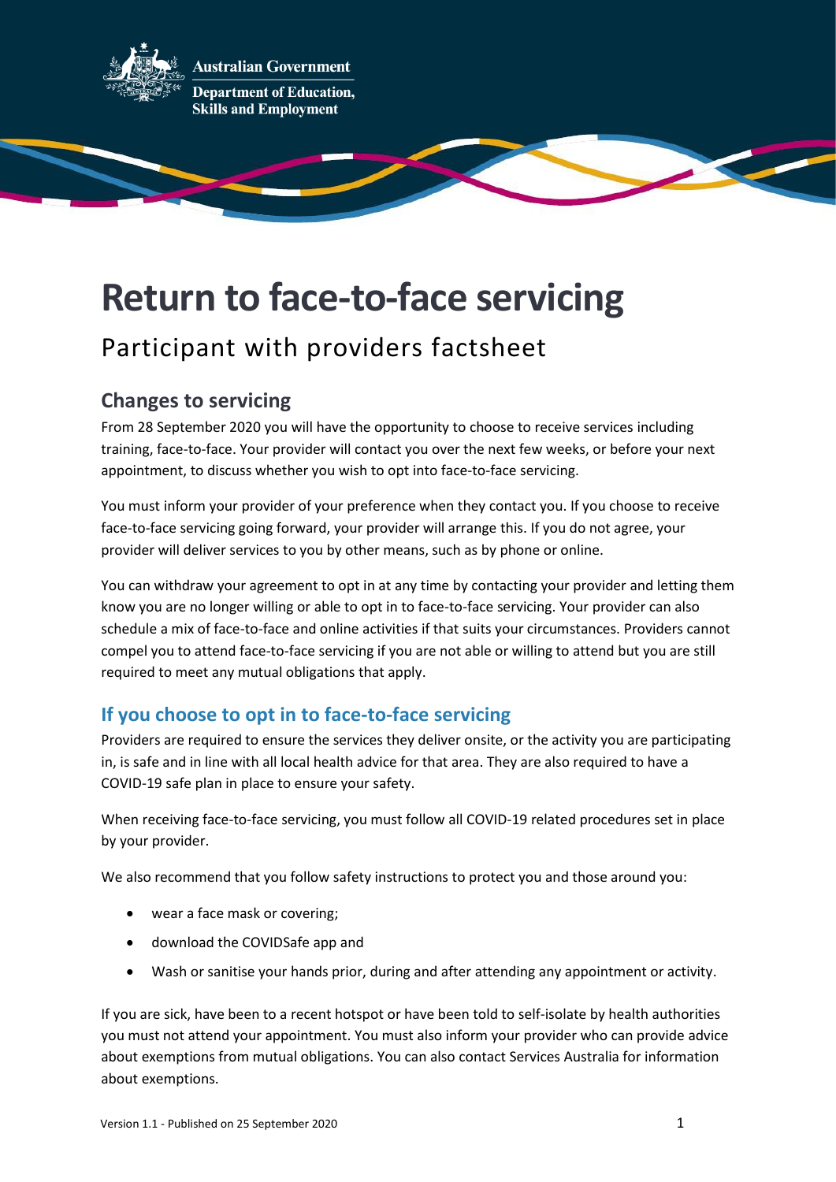Australian Government

Department of Education, Skills and Employment

# Return to face-to-face servicing

Participant with providers factsheet

## Changes to servicing

From 28 September 2020 you will have the opportunity to choose to receive services including training, face-to-face. Your provider will contact you over the next few weeks, or before your next appointment, to discuss whether you wish to opt into face-to-face servicing.

You must inform your provider of your preference when they contact you. If you choose to receive face-to-face servicing going forward, your provider will arrange this. If you do not agree, your provider will deliver services to you by other means, such as by phone or online.

You can withdraw your agreement to opt in at any time by contacting your provider and letting them know you are no longer willing or able to opt in to face-to-face servicing. Your provider can also schedule a mix of face-to-face and online activities if that suits your circumstances. Providers cannot compel you to attend face-to-face servicing if you are not able or willing to attend but you are still required to meet any mutual obligations that apply.

## If you choose to opt in to face-to-face servicing

Providers are required to ensure the services they deliver onsite, or the activity you are participating in, is safe and in line with all local health advice for that area. They are also required to have a COVID-19 safe plan in place to ensure your safety.

When receiving face-to-face servicing, you must follow all COVID-19 related procedures set in place by your provider.

We also recommend that you follow safety instructions to protect you and those around you:

- wear a face mask or covering;
- download the COVIDSafe app and
- Wash or sanitise your hands prior, during and after attending any appointment or activity.

If you are sick, have been to a recent hotspot or have been told to self-isolate by health authorities you must not attend your appointment. You must also inform your provider who can provide advice about exemptions from mutual obligations. You can also contact Services Australia for information about exemptions.

Version 1.1 - Published on 25 September 2020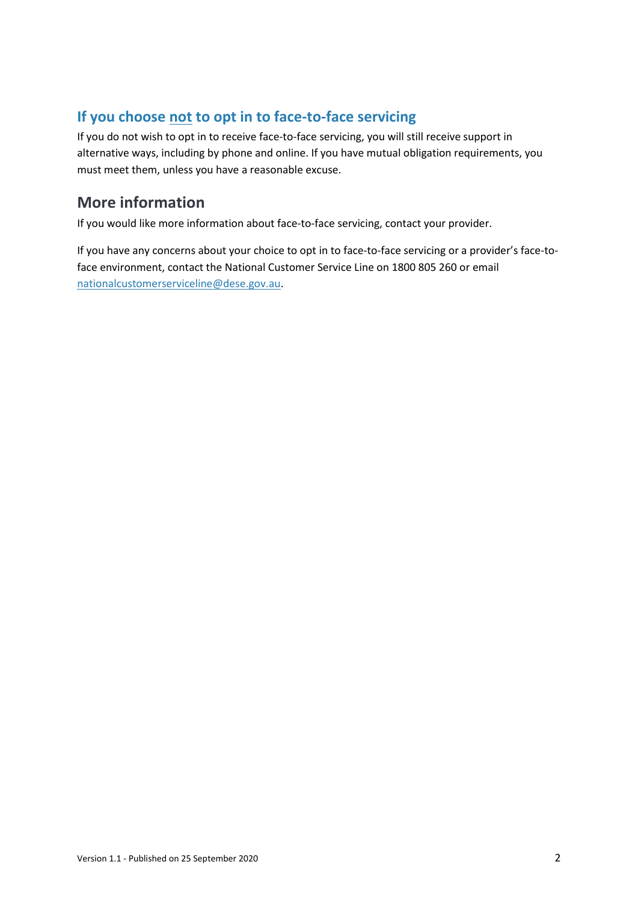## If you choose not to opt in to face-to-face servicing

If you do not wish to opt in to receive face-to-face servicing, you will still receive support in alternative ways, including by phone and online. If you have mutual obligation requirements, you must meet them, unless you have a reasonable excuse.

## More information

If you would like more information about face-to-face servicing, contact your provider.

If you have any concerns about your choice to opt in to face-to-face servicing or a provider's face-to-face environment, contact the National Customer Service Line on 1800 805 260 or email nationalcustomerserviceline@dese.gov.au.

Version 1.1 - Published on 25 September 2020